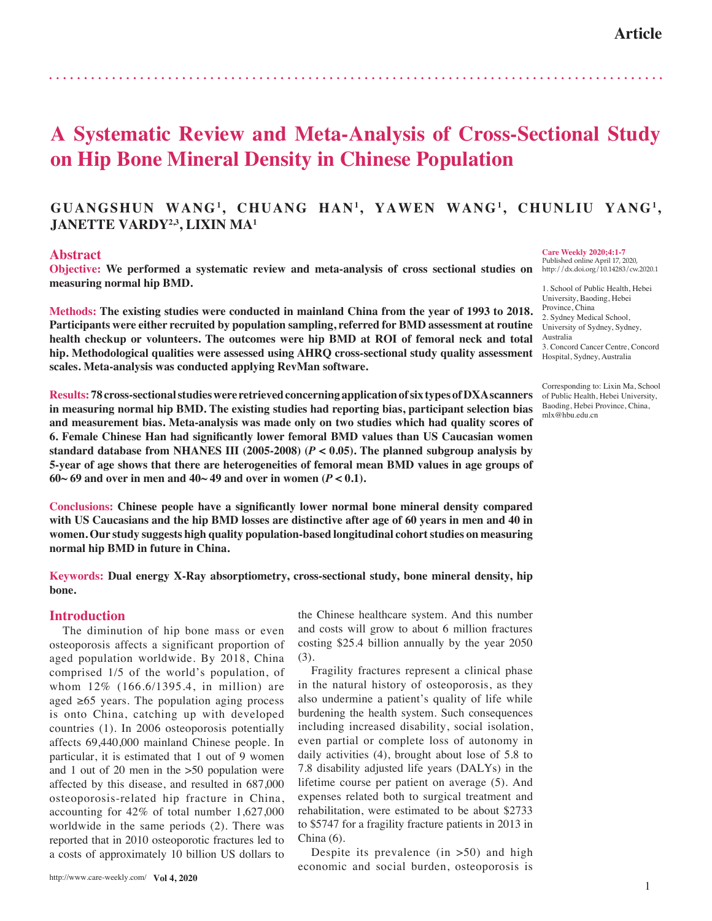# A Systematic Review and Meta-Analysis of Cross-Sectional Study on Hip Bone Mineral Density in Chinese Population

**GUANGSHUN WANG[1], CHUANG HAN[1], YAWEN WANG[1], CHUNLIU YANG[1], JANETTE VARDY[2,3], LIXIN MA[1]**

Care Weekly 2020;4:1-7
Published online April 17, 2020,
http://dx.doi.org/10.14283/cw.2020.1

1. School of Public Health, Hebei University, Baoding, Hebei Province, China
2. Sydney Medical School, University of Sydney, Sydney, Australia
3. Concord Cancer Centre, Concord Hospital, Sydney, Australia

Corresponding to: Lixin Ma, School of Public Health, Hebei University, Baoding, Hebei Province, China, mlx@hbu.edu.cn

## Abstract

**Objective:** **We performed a systematic review and meta-analysis of cross sectional studies on measuring normal hip BMD.**

**Methods:** **The existing studies were conducted in mainland China from the year of 1993 to 2018. Participants were either recruited by population sampling, referred for BMD assessment at routine health checkup or volunteers. The outcomes were hip BMD at ROI of femoral neck and total hip. Methodological qualities were assessed using AHRQ cross-sectional study quality assessment scales. Meta-analysis was conducted applying RevMan software.**

**Results:** **78 cross-sectional studies were retrieved concerning application of six types of DXA scanners in measuring normal hip BMD. The existing studies had reporting bias, participant selection bias and measurement bias. Meta-analysis was made only on two studies which had quality scores of 6. Female Chinese Han had significantly lower femoral BMD values than US Caucasian women standard database from NHANES III (2005-2008) ($P < 0.05$). The planned subgroup analysis by 5-year of age shows that there are heterogeneities of femoral mean BMD values in age groups of 60~ 69 and over in men and 40~ 49 and over in women ($P < 0.1$).**

**Conclusions:** **Chinese people have a significantly lower normal bone mineral density compared with US Caucasians and the hip BMD losses are distinctive after age of 60 years in men and 40 in women. Our study suggests high quality population-based longitudinal cohort studies on measuring normal hip BMD in future in China.**

**Keywords:** **Dual energy X-Ray absorptiometry, cross-sectional study, bone mineral density, hip bone.**

## Introduction

The diminution of hip bone mass or even osteoporosis affects a significant proportion of aged population worldwide. By 2018, China comprised 1/5 of the world's population, of whom 12% (166.6/1395.4, in million) are aged ≥65 years. The population aging process is onto China, catching up with developed countries (1). In 2006 osteoporosis potentially affects 69,440,000 mainland Chinese people. In particular, it is estimated that 1 out of 9 women and 1 out of 20 men in the >50 population were affected by this disease, and resulted in 687,000 osteoporosis-related hip fracture in China, accounting for 42% of total number 1,627,000 worldwide in the same periods (2). There was reported that in 2010 osteoporotic fractures led to a costs of approximately 10 billion US dollars to the Chinese healthcare system. And this number and costs will grow to about 6 million fractures costing $25.4 billion annually by the year 2050 (3).

Fragility fractures represent a clinical phase in the natural history of osteoporosis, as they also undermine a patient's quality of life while burdening the health system. Such consequences including increased disability, social isolation, even partial or complete loss of autonomy in daily activities (4), brought about lose of 5.8 to 7.8 disability adjusted life years (DALYs) in the lifetime course per patient on average (5). And expenses related both to surgical treatment and rehabilitation, were estimated to be about $2733 to $5747 for a fragility fracture patients in 2013 in China (6).

Despite its prevalence (in >50) and high economic and social burden, osteoporosis is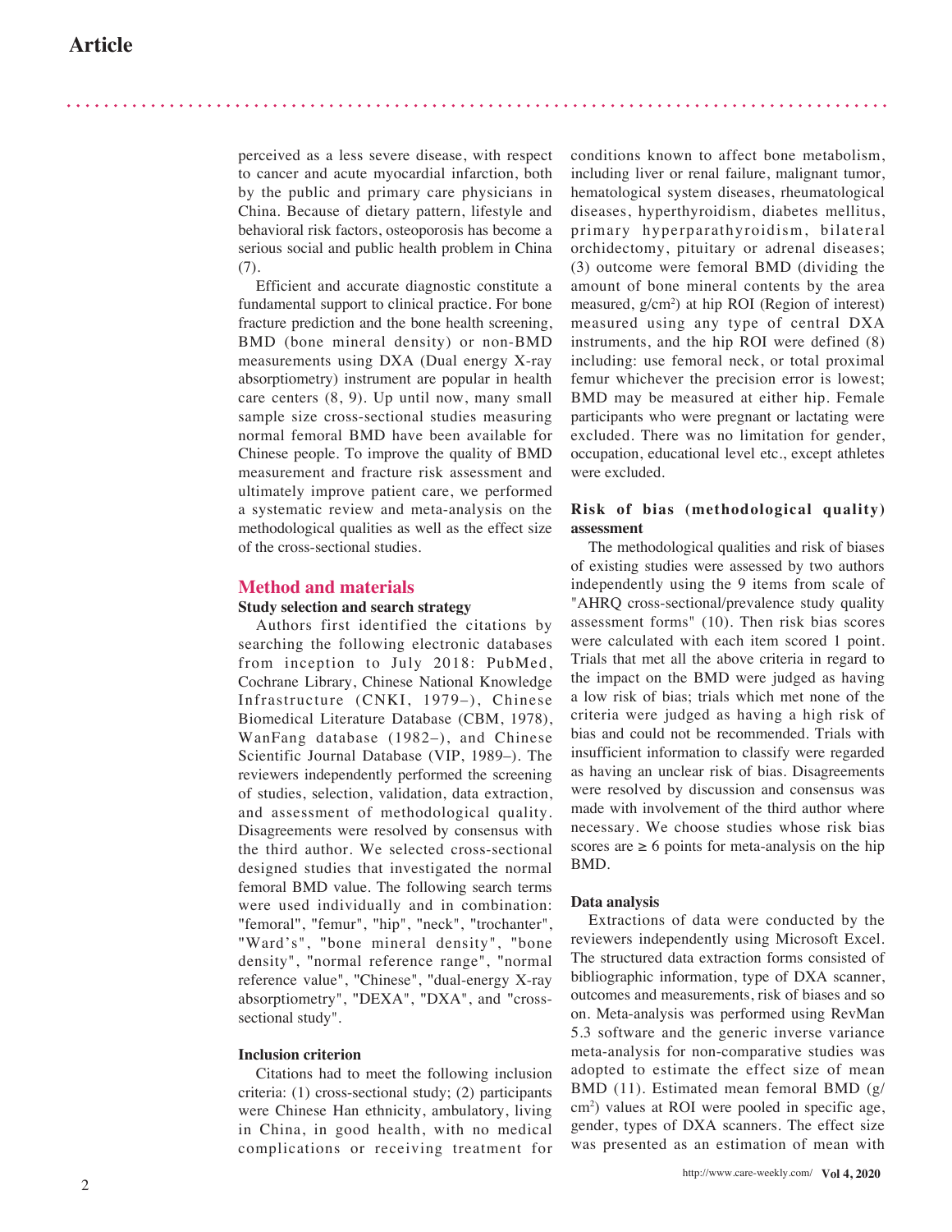perceived as a less severe disease, with respect to cancer and acute myocardial infarction, both by the public and primary care physicians in China. Because of dietary pattern, lifestyle and behavioral risk factors, osteoporosis has become a serious social and public health problem in China (7).

Efficient and accurate diagnostic constitute a fundamental support to clinical practice. For bone fracture prediction and the bone health screening, BMD (bone mineral density) or non-BMD measurements using DXA (Dual energy X-ray absorptiometry) instrument are popular in health care centers (8, 9). Up until now, many small sample size cross-sectional studies measuring normal femoral BMD have been available for Chinese people. To improve the quality of BMD measurement and fracture risk assessment and ultimately improve patient care, we performed a systematic review and meta-analysis on the methodological qualities as well as the effect size of the cross-sectional studies.

## Method and materials

### Study selection and search strategy

Authors first identified the citations by searching the following electronic databases from inception to July 2018: PubMed, Cochrane Library, Chinese National Knowledge Infrastructure (CNKI, 1979–), Chinese Biomedical Literature Database (CBM, 1978), WanFang database (1982–), and Chinese Scientific Journal Database (VIP, 1989–). The reviewers independently performed the screening of studies, selection, validation, data extraction, and assessment of methodological quality. Disagreements were resolved by consensus with the third author. We selected cross-sectional designed studies that investigated the normal femoral BMD value. The following search terms were used individually and in combination: "femoral", "femur", "hip", "neck", "trochanter", "Ward's", "bone mineral density", "bone density", "normal reference range", "normal reference value", "Chinese", "dual-energy X-ray absorptiometry", "DEXA", "DXA", and "cross-sectional study".

### Inclusion criterion

Citations had to meet the following inclusion criteria: (1) cross-sectional study; (2) participants were Chinese Han ethnicity, ambulatory, living in China, in good health, with no medical complications or receiving treatment for conditions known to affect bone metabolism, including liver or renal failure, malignant tumor, hematological system diseases, rheumatological diseases, hyperthyroidism, diabetes mellitus, primary hyperparathyroidism, bilateral orchidectomy, pituitary or adrenal diseases; (3) outcome were femoral BMD (dividing the amount of bone mineral contents by the area measured, g/cm$^2$) at hip ROI (Region of interest) measured using any type of central DXA instruments, and the hip ROI were defined (8) including: use femoral neck, or total proximal femur whichever the precision error is lowest; BMD may be measured at either hip. Female participants who were pregnant or lactating were excluded. There was no limitation for gender, occupation, educational level etc., except athletes were excluded.

### Risk of bias (methodological quality) assessment

The methodological qualities and risk of biases of existing studies were assessed by two authors independently using the 9 items from scale of "AHRQ cross-sectional/prevalence study quality assessment forms" (10). Then risk bias scores were calculated with each item scored 1 point. Trials that met all the above criteria in regard to the impact on the BMD were judged as having a low risk of bias; trials which met none of the criteria were judged as having a high risk of bias and could not be recommended. Trials with insufficient information to classify were regarded as having an unclear risk of bias. Disagreements were resolved by discussion and consensus was made with involvement of the third author where necessary. We choose studies whose risk bias scores are ≥ 6 points for meta-analysis on the hip BMD.

### Data analysis

Extractions of data were conducted by the reviewers independently using Microsoft Excel. The structured data extraction forms consisted of bibliographic information, type of DXA scanner, outcomes and measurements, risk of biases and so on. Meta-analysis was performed using RevMan 5.3 software and the generic inverse variance meta-analysis for non-comparative studies was adopted to estimate the effect size of mean BMD (11). Estimated mean femoral BMD (g/cm$^2$) values at ROI were pooled in specific age, gender, types of DXA scanners. The effect size was presented as an estimation of mean with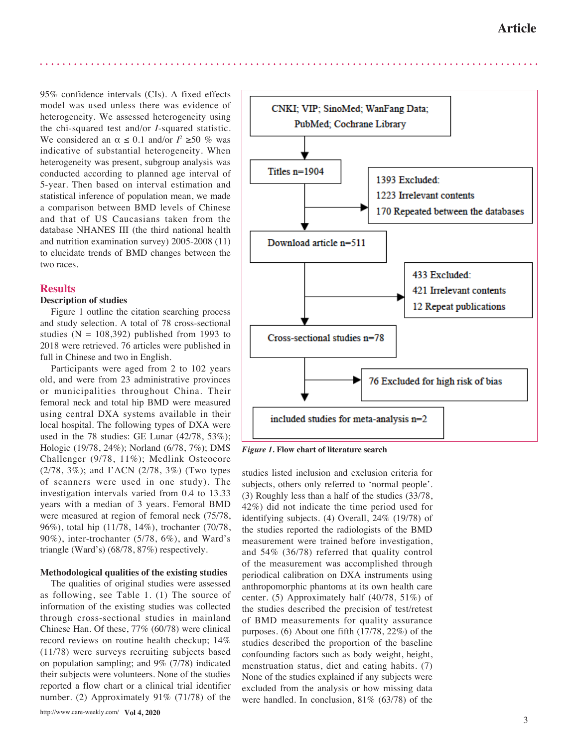95% confidence intervals (CIs). A fixed effects model was used unless there was evidence of heterogeneity. We assessed heterogeneity using the chi-squared test and/or $I$-squared statistic. We considered an $\alpha \leq 0.1$ and/or $I^2 \geq 50$ % was indicative of substantial heterogeneity. When heterogeneity was present, subgroup analysis was conducted according to planned age interval of 5-year. Then based on interval estimation and statistical inference of population mean, we made a comparison between BMD levels of Chinese and that of US Caucasians taken from the database NHANES III (the third national health and nutrition examination survey) 2005-2008 (11) to elucidate trends of BMD changes between the two races.

## Results

### Description of studies

Figure 1 outline the citation searching process and study selection. A total of 78 cross-sectional studies (N = 108,392) published from 1993 to 2018 were retrieved. 76 articles were published in full in Chinese and two in English.

Participants were aged from 2 to 102 years old, and were from 23 administrative provinces or municipalities throughout China. Their femoral neck and total hip BMD were measured using central DXA systems available in their local hospital. The following types of DXA were used in the 78 studies: GE Lunar (42/78, 53%); Hologic (19/78, 24%); Norland (6/78, 7%); DMS Challenger (9/78, 11%); Medlink Osteocore (2/78, 3%); and I'ACN (2/78, 3%) (Two types of scanners were used in one study). The investigation intervals varied from 0.4 to 13.33 years with a median of 3 years. Femoral BMD were measured at region of femoral neck (75/78, 96%), total hip (11/78, 14%), trochanter (70/78, 90%), inter-trochanter (5/78, 6%), and Ward's triangle (Ward's) (68/78, 87%) respectively.

CNKI; VIP; SinoMed; WanFang Data; PubMed; Cochrane Library → Titles n=1904 → (1393 Excluded: 1223 Irrelevant contents; 170 Repeated between the databases) → Download article n=511 → (433 Excluded: 421 Irrelevant contents; 12 Repeat publications) → Cross-sectional studies n=78 → (76 Excluded for high risk of bias) → included studies for meta-analysis n=2

*Figure 1*. **Flow chart of literature search**

### Methodological qualities of the existing studies

The qualities of original studies were assessed as following, see Table 1. (1) The source of information of the existing studies was collected through cross-sectional studies in mainland Chinese Han. Of these, 77% (60/78) were clinical record reviews on routine health checkup; 14% (11/78) were surveys recruiting subjects based on population sampling; and 9% (7/78) indicated their subjects were volunteers. None of the studies reported a flow chart or a clinical trial identifier number. (2) Approximately 91% (71/78) of the studies listed inclusion and exclusion criteria for subjects, others only referred to 'normal people'. (3) Roughly less than a half of the studies (33/78, 42%) did not indicate the time period used for identifying subjects. (4) Overall, 24% (19/78) of the studies reported the radiologists of the BMD measurement were trained before investigation, and 54% (36/78) referred that quality control of the measurement was accomplished through periodical calibration on DXA instruments using anthropomorphic phantoms at its own health care center. (5) Approximately half (40/78, 51%) of the studies described the precision of test/retest of BMD measurements for quality assurance purposes. (6) About one fifth (17/78, 22%) of the studies described the proportion of the baseline confounding factors such as body weight, height, menstruation status, diet and eating habits. (7) None of the studies explained if any subjects were excluded from the analysis or how missing data were handled. In conclusion, 81% (63/78) of the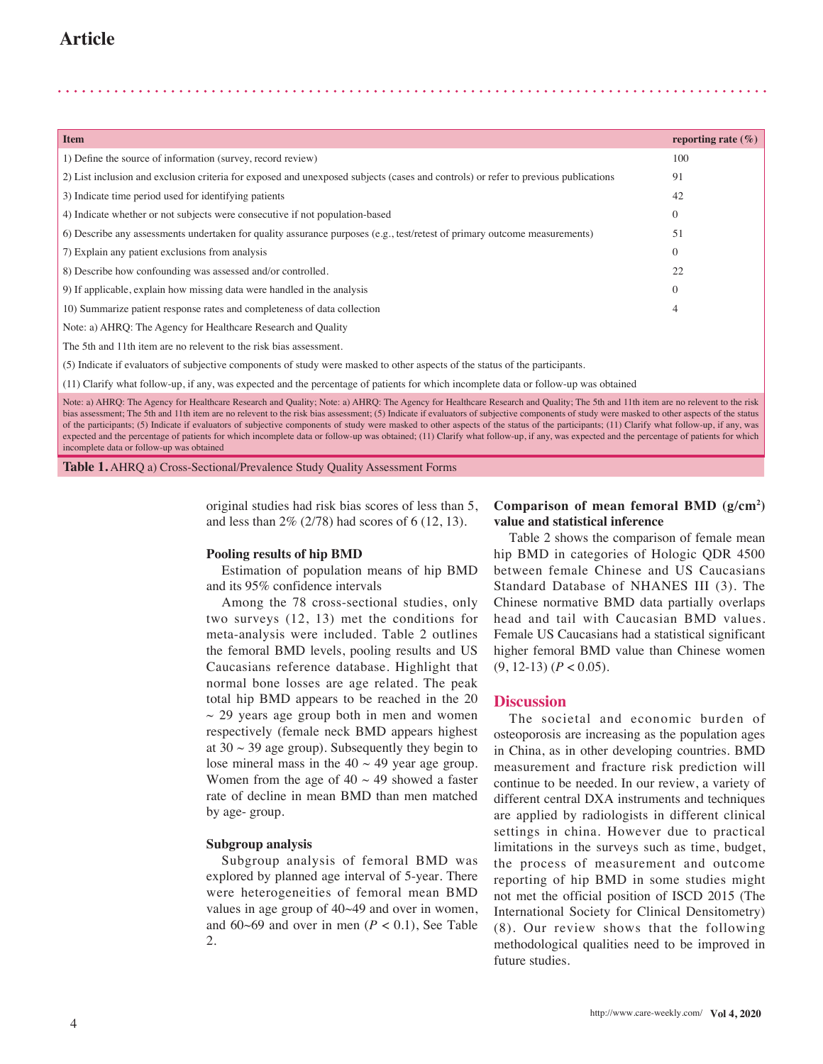**Article**

| Item | reporting rate (%) |
|---|---|
| 1) Define the source of information (survey, record review) | 100 |
| 2) List inclusion and exclusion criteria for exposed and unexposed subjects (cases and controls) or refer to previous publications | 91 |
| 3) Indicate time period used for identifying patients | 42 |
| 4) Indicate whether or not subjects were consecutive if not population-based | 0 |
| 6) Describe any assessments undertaken for quality assurance purposes (e.g., test/retest of primary outcome measurements) | 51 |
| 7) Explain any patient exclusions from analysis | 0 |
| 8) Describe how confounding was assessed and/or controlled. | 22 |
| 9) If applicable, explain how missing data were handled in the analysis | 0 |
| 10) Summarize patient response rates and completeness of data collection | 4 |
| Note: a) AHRQ: The Agency for Healthcare Research and Quality | |
| The 5th and 11th item are no relevent to the risk bias assessment. | |
| (5) Indicate if evaluators of subjective components of study were masked to other aspects of the status of the participants. | |
| (11) Clarify what follow-up, if any, was expected and the percentage of patients for which incomplete data or follow-up was obtained | |

Note: a) AHRQ: The Agency for Healthcare Research and Quality; Note: a) AHRQ: The Agency for Healthcare Research and Quality; The 5th and 11th item are no relevent to the risk bias assessment; The 5th and 11th item are no relevent to the risk bias assessment; (5) Indicate if evaluators of subjective components of study were masked to other aspects of the status of the participants; (5) Indicate if evaluators of subjective components of study were masked to other aspects of the status of the participants; (11) Clarify what follow-up, if any, was expected and the percentage of patients for which incomplete data or follow-up was obtained; (11) Clarify what follow-up, if any, was expected and the percentage of patients for which incomplete data or follow-up was obtained

**Table 1.** AHRQ a) Cross-Sectional/Prevalence Study Quality Assessment Forms

original studies had risk bias scores of less than 5, and less than 2% (2/78) had scores of 6 (12, 13).

### Pooling results of hip BMD

Estimation of population means of hip BMD and its 95% confidence intervals

Among the 78 cross-sectional studies, only two surveys (12, 13) met the conditions for meta-analysis were included. Table 2 outlines the femoral BMD levels, pooling results and US Caucasians reference database. Highlight that normal bone losses are age related. The peak total hip BMD appears to be reached in the 20 ~ 29 years age group both in men and women respectively (female neck BMD appears highest at 30 ~ 39 age group). Subsequently they begin to lose mineral mass in the 40 ~ 49 year age group. Women from the age of 40 ~ 49 showed a faster rate of decline in mean BMD than men matched by age- group.

### Subgroup analysis

Subgroup analysis of femoral BMD was explored by planned age interval of 5-year. There were heterogeneities of femoral mean BMD values in age group of 40~49 and over in women, and 60~69 and over in men ($P < 0.1$), See Table 2.

### Comparison of mean femoral BMD (g/cm$^2$) value and statistical inference

Table 2 shows the comparison of female mean hip BMD in categories of Hologic QDR 4500 between female Chinese and US Caucasians Standard Database of NHANES III (3). The Chinese normative BMD data partially overlaps head and tail with Caucasian BMD values. Female US Caucasians had a statistical significant higher femoral BMD value than Chinese women (9, 12-13) ($P < 0.05$).

## Discussion

The societal and economic burden of osteoporosis are increasing as the population ages in China, as in other developing countries. BMD measurement and fracture risk prediction will continue to be needed. In our review, a variety of different central DXA instruments and techniques are applied by radiologists in different clinical settings in china. However due to practical limitations in the surveys such as time, budget, the process of measurement and outcome reporting of hip BMD in some studies might not met the official position of ISCD 2015 (The International Society for Clinical Densitometry) (8). Our review shows that the following methodological qualities need to be improved in future studies.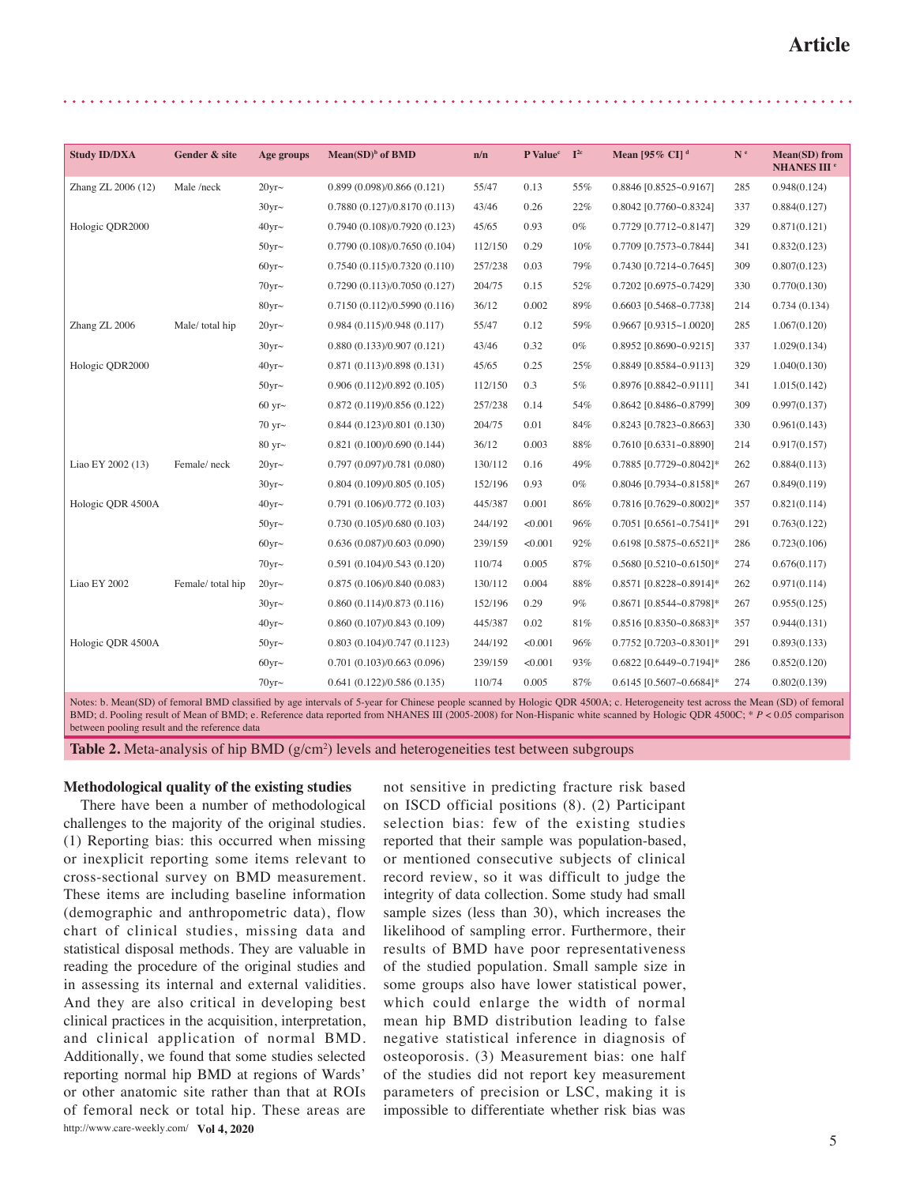| Study ID/DXA | Gender & site | Age groups | Mean(SD)[b] of BMD | n/n | P Value[c] | I[2c] | Mean [95% CI] [d] | N [e] | Mean(SD) from NHANES III [e] |
|---|---|---|---|---|---|---|---|---|---|
| Zhang ZL 2006 (12) | Male /neck | 20yr~ | 0.899 (0.098)/0.866 (0.121) | 55/47 | 0.13 | 55% | 0.8846 [0.8525~0.9167] | 285 | 0.948(0.124) |
| | | 30yr~ | 0.7880 (0.127)/0.8170 (0.113) | 43/46 | 0.26 | 22% | 0.8042 [0.7760~0.8324] | 337 | 0.884(0.127) |
| Hologic QDR2000 | | 40yr~ | 0.7940 (0.108)/0.7920 (0.123) | 45/65 | 0.93 | 0% | 0.7729 [0.7712~0.8147] | 329 | 0.871(0.121) |
| | | 50yr~ | 0.7790 (0.108)/0.7650 (0.104) | 112/150 | 0.29 | 10% | 0.7709 [0.7573~0.7844] | 341 | 0.832(0.123) |
| | | 60yr~ | 0.7540 (0.115)/0.7320 (0.110) | 257/238 | 0.03 | 79% | 0.7430 [0.7214~0.7645] | 309 | 0.807(0.123) |
| | | 70yr~ | 0.7290 (0.113)/0.7050 (0.127) | 204/75 | 0.15 | 52% | 0.7202 [0.6975~0.7429] | 330 | 0.770(0.130) |
| | | 80yr~ | 0.7150 (0.112)/0.5990 (0.116) | 36/12 | 0.002 | 89% | 0.6603 [0.5468~0.7738] | 214 | 0.734 (0.134) |
| Zhang ZL 2006 | Male/ total hip | 20yr~ | 0.984 (0.115)/0.948 (0.117) | 55/47 | 0.12 | 59% | 0.9667 [0.9315~1.0020] | 285 | 1.067(0.120) |
| | | 30yr~ | 0.880 (0.133)/0.907 (0.121) | 43/46 | 0.32 | 0% | 0.8952 [0.8690~0.9215] | 337 | 1.029(0.134) |
| Hologic QDR2000 | | 40yr~ | 0.871 (0.113)/0.898 (0.131) | 45/65 | 0.25 | 25% | 0.8849 [0.8584~0.9113] | 329 | 1.040(0.130) |
| | | 50yr~ | 0.906 (0.112)/0.892 (0.105) | 112/150 | 0.3 | 5% | 0.8976 [0.8842~0.9111] | 341 | 1.015(0.142) |
| | | 60 yr~ | 0.872 (0.119)/0.856 (0.122) | 257/238 | 0.14 | 54% | 0.8642 [0.8486~0.8799] | 309 | 0.997(0.137) |
| | | 70 yr~ | 0.844 (0.123)/0.801 (0.130) | 204/75 | 0.01 | 84% | 0.8243 [0.7823~0.8663] | 330 | 0.961(0.143) |
| | | 80 yr~ | 0.821 (0.100)/0.690 (0.144) | 36/12 | 0.003 | 88% | 0.7610 [0.6331~0.8890] | 214 | 0.917(0.157) |
| Liao EY 2002 (13) | Female/ neck | 20yr~ | 0.797 (0.097)/0.781 (0.080) | 130/112 | 0.16 | 49% | 0.7885 [0.7729~0.8042]* | 262 | 0.884(0.113) |
| | | 30yr~ | 0.804 (0.109)/0.805 (0.105) | 152/196 | 0.93 | 0% | 0.8046 [0.7934~0.8158]* | 267 | 0.849(0.119) |
| Hologic QDR 4500A | | 40yr~ | 0.791 (0.106)/0.772 (0.103) | 445/387 | 0.001 | 86% | 0.7816 [0.7629~0.8002]* | 357 | 0.821(0.114) |
| | | 50yr~ | 0.730 (0.105)/0.680 (0.103) | 244/192 | <0.001 | 96% | 0.7051 [0.6561~0.7541]* | 291 | 0.763(0.122) |
| | | 60yr~ | 0.636 (0.087)/0.603 (0.090) | 239/159 | <0.001 | 92% | 0.6198 [0.5875~0.6521]* | 286 | 0.723(0.106) |
| | | 70yr~ | 0.591 (0.104)/0.543 (0.120) | 110/74 | 0.005 | 87% | 0.5680 [0.5210~0.6150]* | 274 | 0.676(0.117) |
| Liao EY 2002 | Female/ total hip | 20yr~ | 0.875 (0.106)/0.840 (0.083) | 130/112 | 0.004 | 88% | 0.8571 [0.8228~0.8914]* | 262 | 0.971(0.114) |
| | | 30yr~ | 0.860 (0.114)/0.873 (0.116) | 152/196 | 0.29 | 9% | 0.8671 [0.8544~0.8798]* | 267 | 0.955(0.125) |
| | | 40yr~ | 0.860 (0.107)/0.843 (0.109) | 445/387 | 0.02 | 81% | 0.8516 [0.8350~0.8683]* | 357 | 0.944(0.131) |
| Hologic QDR 4500A | | 50yr~ | 0.803 (0.104)/0.747 (0.1123) | 244/192 | <0.001 | 96% | 0.7752 [0.7203~0.8301]* | 291 | 0.893(0.133) |
| | | 60yr~ | 0.701 (0.103)/0.663 (0.096) | 239/159 | <0.001 | 93% | 0.6822 [0.6449~0.7194]* | 286 | 0.852(0.120) |
| | | 70yr~ | 0.641 (0.122)/0.586 (0.135) | 110/74 | 0.005 | 87% | 0.6145 [0.5607~0.6684]* | 274 | 0.802(0.139) |

Notes: b. Mean(SD) of femoral BMD classified by age intervals of 5-year for Chinese people scanned by Hologic QDR 4500A; c. Heterogeneity test across the Mean (SD) of femoral BMD; d. Pooling result of Mean of BMD; e. Reference data reported from NHANES III (2005-2008) for Non-Hispanic white scanned by Hologic QDR 4500C; * $P < 0.05$ comparison between pooling result and the reference data

**Table 2.** Meta-analysis of hip BMD (g/cm$^2$) levels and heterogeneities test between subgroups

### Methodological quality of the existing studies

There have been a number of methodological challenges to the majority of the original studies. (1) Reporting bias: this occurred when missing or inexplicit reporting some items relevant to cross-sectional survey on BMD measurement. These items are including baseline information (demographic and anthropometric data), flow chart of clinical studies, missing data and statistical disposal methods. They are valuable in reading the procedure of the original studies and in assessing its internal and external validities. And they are also critical in developing best clinical practices in the acquisition, interpretation, and clinical application of normal BMD. Additionally, we found that some studies selected reporting normal hip BMD at regions of Wards' or other anatomic site rather than that at ROIs of femoral neck or total hip. These areas are not sensitive in predicting fracture risk based on ISCD official positions (8). (2) Participant selection bias: few of the existing studies reported that their sample was population-based, or mentioned consecutive subjects of clinical record review, so it was difficult to judge the integrity of data collection. Some study had small sample sizes (less than 30), which increases the likelihood of sampling error. Furthermore, their results of BMD have poor representativeness of the studied population. Small sample size in some groups also have lower statistical power, which could enlarge the width of normal mean hip BMD distribution leading to false negative statistical inference in diagnosis of osteoporosis. (3) Measurement bias: one half of the studies did not report key measurement parameters of precision or LSC, making it is impossible to differentiate whether risk bias was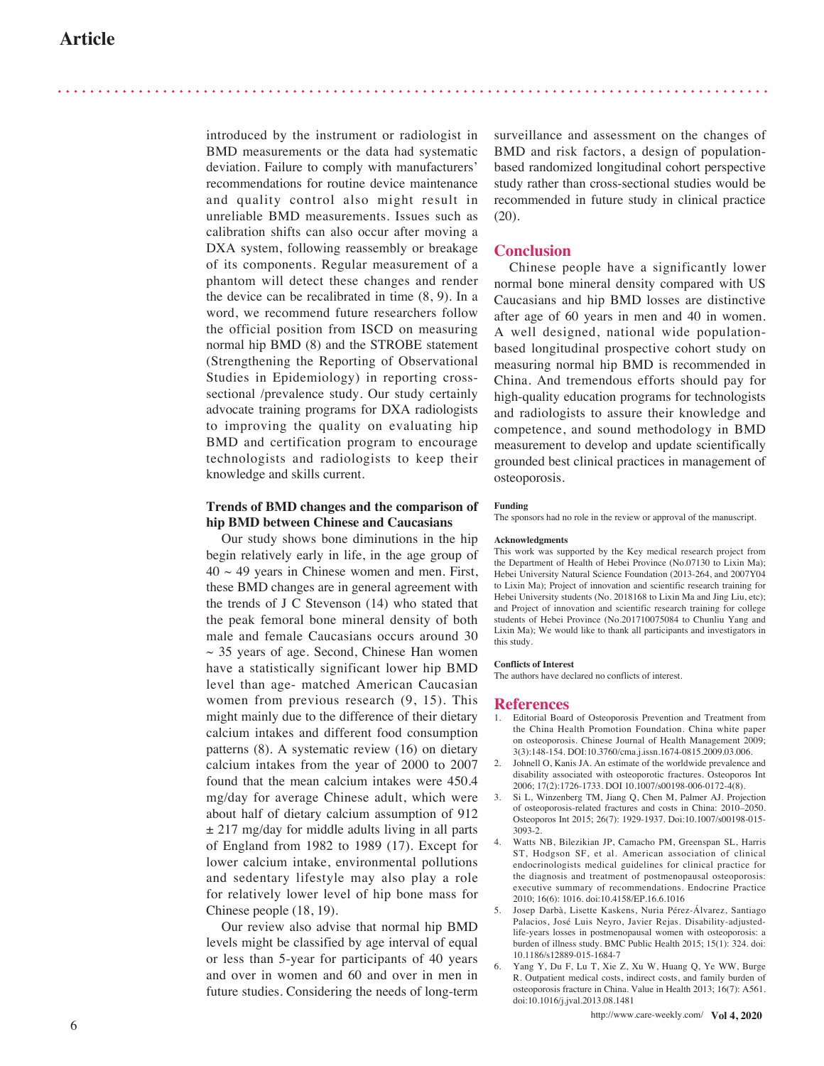introduced by the instrument or radiologist in BMD measurements or the data had systematic deviation. Failure to comply with manufacturers' recommendations for routine device maintenance and quality control also might result in unreliable BMD measurements. Issues such as calibration shifts can also occur after moving a DXA system, following reassembly or breakage of its components. Regular measurement of a phantom will detect these changes and render the device can be recalibrated in time (8, 9). In a word, we recommend future researchers follow the official position from ISCD on measuring normal hip BMD (8) and the STROBE statement (Strengthening the Reporting of Observational Studies in Epidemiology) in reporting cross-sectional /prevalence study. Our study certainly advocate training programs for DXA radiologists to improving the quality on evaluating hip BMD and certification program to encourage technologists and radiologists to keep their knowledge and skills current.

### Trends of BMD changes and the comparison of hip BMD between Chinese and Caucasians

Our study shows bone diminutions in the hip begin relatively early in life, in the age group of 40 ~ 49 years in Chinese women and men. First, these BMD changes are in general agreement with the trends of J C Stevenson (14) who stated that the peak femoral bone mineral density of both male and female Caucasians occurs around 30 ~ 35 years of age. Second, Chinese Han women have a statistically significant lower hip BMD level than age- matched American Caucasian women from previous research (9, 15). This might mainly due to the difference of their dietary calcium intakes and different food consumption patterns (8). A systematic review (16) on dietary calcium intakes from the year of 2000 to 2007 found that the mean calcium intakes were 450.4 mg/day for average Chinese adult, which were about half of dietary calcium assumption of 912 ± 217 mg/day for middle adults living in all parts of England from 1982 to 1989 (17). Except for lower calcium intake, environmental pollutions and sedentary lifestyle may also play a role for relatively lower level of hip bone mass for Chinese people (18, 19).

Our review also advise that normal hip BMD levels might be classified by age interval of equal or less than 5-year for participants of 40 years and over in women and 60 and over in men in future studies. Considering the needs of long-term surveillance and assessment on the changes of BMD and risk factors, a design of population-based randomized longitudinal cohort perspective study rather than cross-sectional studies would be recommended in future study in clinical practice (20).

## Conclusion

Chinese people have a significantly lower normal bone mineral density compared with US Caucasians and hip BMD losses are distinctive after age of 60 years in men and 40 in women. A well designed, national wide population-based longitudinal prospective cohort study on measuring normal hip BMD is recommended in China. And tremendous efforts should pay for high-quality education programs for technologists and radiologists to assure their knowledge and competence, and sound methodology in BMD measurement to develop and update scientifically grounded best clinical practices in management of osteoporosis.

#### Funding

The sponsors had no role in the review or approval of the manuscript.

#### Acknowledgments

This work was supported by the Key medical research project from the Department of Health of Hebei Province (No.07130 to Lixin Ma); Hebei University Natural Science Foundation (2013-264, and 2007Y04 to Lixin Ma); Project of innovation and scientific research training for Hebei University students (No. 2018168 to Lixin Ma and Jing Liu, etc); and Project of innovation and scientific research training for college students of Hebei Province (No.201710075084 to Chunliu Yang and Lixin Ma); We would like to thank all participants and investigators in this study.

#### Conflicts of Interest

The authors have declared no conflicts of interest.

## References

1. Editorial Board of Osteoporosis Prevention and Treatment from the China Health Promotion Foundation. China white paper on osteoporosis. Chinese Journal of Health Management 2009; 3(3):148-154. DOI:10.3760/cma.j.issn.1674-0815.2009.03.006.
2. Johnell O, Kanis JA. An estimate of the worldwide prevalence and disability associated with osteoporotic fractures. Osteoporos Int 2006; 17(2):1726-1733. DOI 10.1007/s00198-006-0172-4(8).
3. Si L, Winzenberg TM, Jiang Q, Chen M, Palmer AJ. Projection of osteoporosis-related fractures and costs in China: 2010–2050. Osteoporos Int 2015; 26(7): 1929-1937. Doi:10.1007/s00198-015-3093-2.
4. Watts NB, Bilezikian JP, Camacho PM, Greenspan SL, Harris ST, Hodgson SF, et al. American association of clinical endocrinologists medical guidelines for clinical practice for the diagnosis and treatment of postmenopausal osteoporosis: executive summary of recommendations. Endocrine Practice 2010; 16(6): 1016. doi:10.4158/EP.16.6.1016
5. Josep Darbà, Lisette Kaskens, Nuria Pérez-Álvarez, Santiago Palacios, José Luis Neyro, Javier Rejas. Disability-adjusted-life-years losses in postmenopausal women with osteoporosis: a burden of illness study. BMC Public Health 2015; 15(1): 324. doi: 10.1186/s12889-015-1684-7
6. Yang Y, Du F, Lu T, Xie Z, Xu W, Huang Q, Ye WW, Burge R. Outpatient medical costs, indirect costs, and family burden of osteoporosis fracture in China. Value in Health 2013; 16(7): A561. doi:10.1016/j.jval.2013.08.1481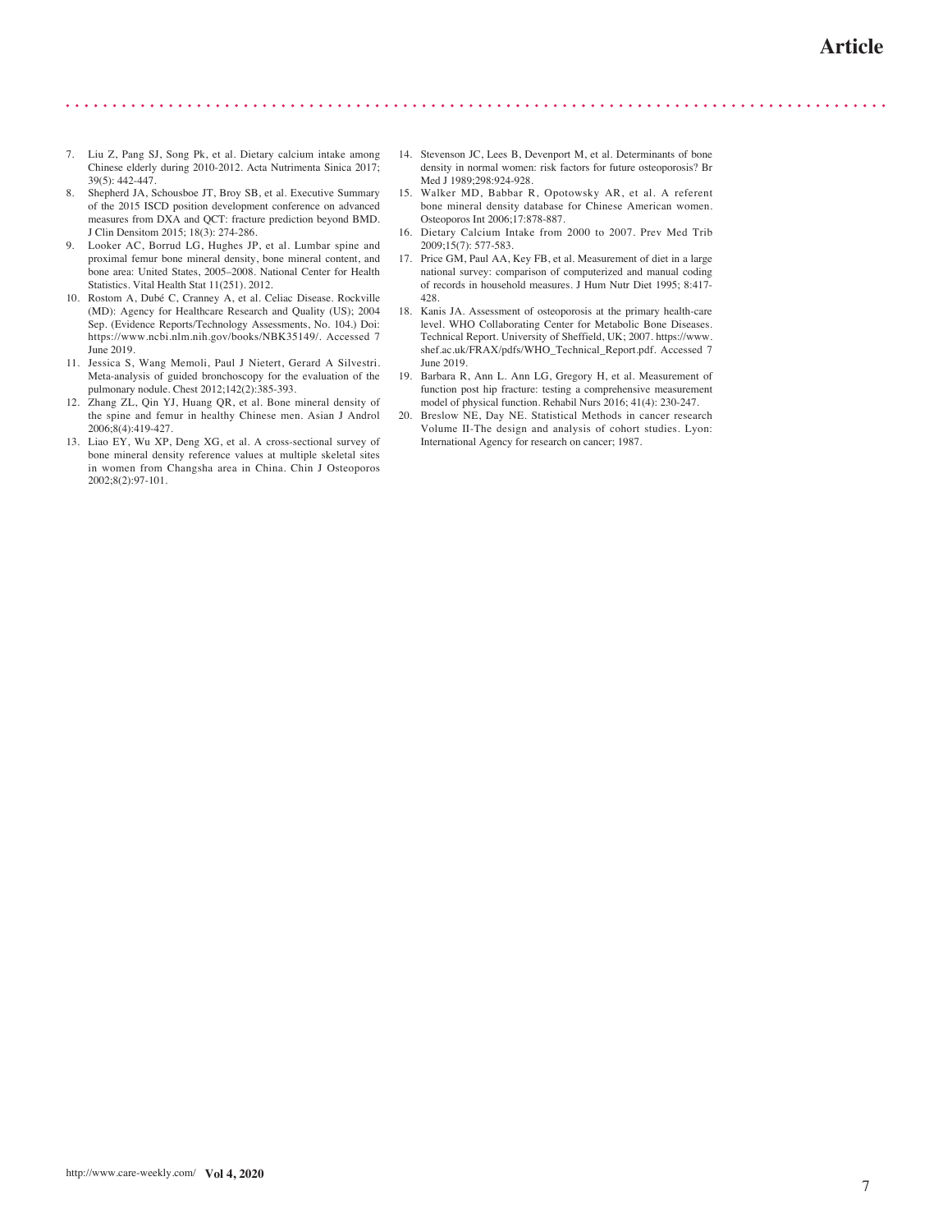7. Liu Z, Pang SJ, Song Pk, et al. Dietary calcium intake among Chinese elderly during 2010-2012. Acta Nutrimenta Sinica 2017; 39(5): 442-447.
8. Shepherd JA, Schousboe JT, Broy SB, et al. Executive Summary of the 2015 ISCD position development conference on advanced measures from DXA and QCT: fracture prediction beyond BMD. J Clin Densitom 2015; 18(3): 274-286.
9. Looker AC, Borrud LG, Hughes JP, et al. Lumbar spine and proximal femur bone mineral density, bone mineral content, and bone area: United States, 2005–2008. National Center for Health Statistics. Vital Health Stat 11(251). 2012.
10. Rostom A, Dubé C, Cranney A, et al. Celiac Disease. Rockville (MD): Agency for Healthcare Research and Quality (US); 2004 Sep. (Evidence Reports/Technology Assessments, No. 104.) Doi: https://www.ncbi.nlm.nih.gov/books/NBK35149/. Accessed 7 June 2019.
11. Jessica S, Wang Memoli, Paul J Nietert, Gerard A Silvestri. Meta-analysis of guided bronchoscopy for the evaluation of the pulmonary nodule. Chest 2012;142(2):385-393.
12. Zhang ZL, Qin YJ, Huang QR, et al. Bone mineral density of the spine and femur in healthy Chinese men. Asian J Androl 2006;8(4):419-427.
13. Liao EY, Wu XP, Deng XG, et al. A cross-sectional survey of bone mineral density reference values at multiple skeletal sites in women from Changsha area in China. Chin J Osteoporos 2002;8(2):97-101.
14. Stevenson JC, Lees B, Devenport M, et al. Determinants of bone density in normal women: risk factors for future osteoporosis? Br Med J 1989;298:924-928.
15. Walker MD, Babbar R, Opotowsky AR, et al. A referent bone mineral density database for Chinese American women. Osteoporos Int 2006;17:878-887.
16. Dietary Calcium Intake from 2000 to 2007. Prev Med Trib 2009;15(7): 577-583.
17. Price GM, Paul AA, Key FB, et al. Measurement of diet in a large national survey: comparison of computerized and manual coding of records in household measures. J Hum Nutr Diet 1995; 8:417-428.
18. Kanis JA. Assessment of osteoporosis at the primary health-care level. WHO Collaborating Center for Metabolic Bone Diseases. Technical Report. University of Sheffield, UK; 2007. https://www.shef.ac.uk/FRAX/pdfs/WHO_Technical_Report.pdf. Accessed 7 June 2019.
19. Barbara R, Ann L. Ann LG, Gregory H, et al. Measurement of function post hip fracture: testing a comprehensive measurement model of physical function. Rehabil Nurs 2016; 41(4): 230-247.
20. Breslow NE, Day NE. Statistical Methods in cancer research Volume II-The design and analysis of cohort studies. Lyon: International Agency for research on cancer; 1987.